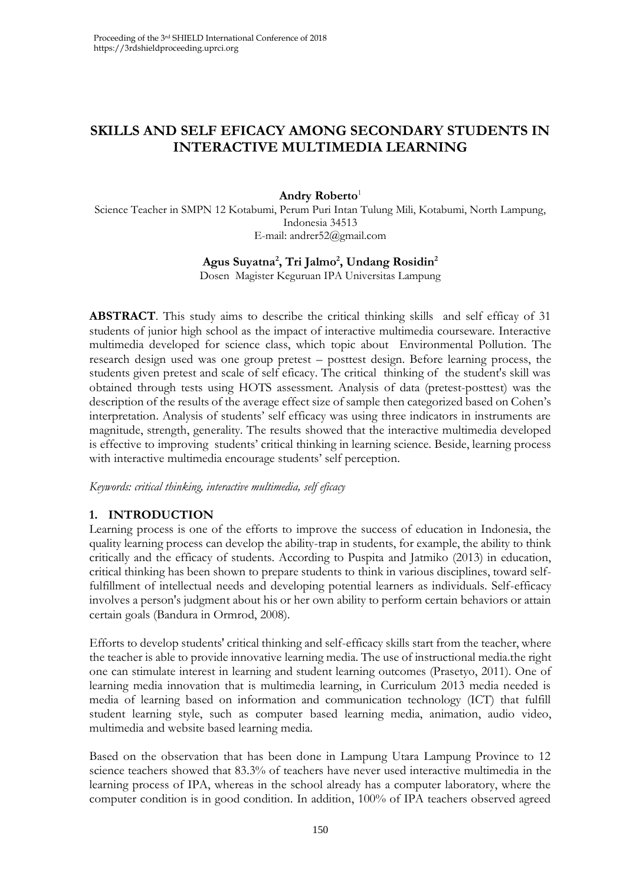# SKILLS AND SELF EFICACY AMONG SECONDARY STUDENTS IN INTERACTIVE MULTIMEDIA LEARNING

**Andry Roberto**[1]

Science Teacher in SMPN 12 Kotabumi, Perum Puri Intan Tulung Mili, Kotabumi, North Lampung, Indonesia 34513
E-mail: andrer52@gmail.com

**Agus Suyatna[2], Tri Jalmo[2], Undang Rosidin[2]**

Dosen Magister Keguruan IPA Universitas Lampung

**ABSTRACT**. This study aims to describe the critical thinking skills and self efficay of 31 students of junior high school as the impact of interactive multimedia courseware. Interactive multimedia developed for science class, which topic about Environmental Pollution. The research design used was one group pretest – posttest design. Before learning process, the students given pretest and scale of self eficacy. The critical thinking of the student's skill was obtained through tests using HOTS assessment. Analysis of data (pretest-posttest) was the description of the results of the average effect size of sample then categorized based on Cohen's interpretation. Analysis of students' self efficacy was using three indicators in instruments are magnitude, strength, generality. The results showed that the interactive multimedia developed is effective to improving students' critical thinking in learning science. Beside, learning process with interactive multimedia encourage students' self perception.

*Keywords: critical thinking, interactive multimedia, self eficacy*

## 1. INTRODUCTION

Learning process is one of the efforts to improve the success of education in Indonesia, the quality learning process can develop the ability-trap in students, for example, the ability to think critically and the efficacy of students. According to Puspita and Jatmiko (2013) in education, critical thinking has been shown to prepare students to think in various disciplines, toward self-fulfillment of intellectual needs and developing potential learners as individuals. Self-efficacy involves a person's judgment about his or her own ability to perform certain behaviors or attain certain goals (Bandura in Ormrod, 2008).

Efforts to develop students' critical thinking and self-efficacy skills start from the teacher, where the teacher is able to provide innovative learning media. The use of instructional media.the right one can stimulate interest in learning and student learning outcomes (Prasetyo, 2011). One of learning media innovation that is multimedia learning, in Curriculum 2013 media needed is media of learning based on information and communication technology (ICT) that fulfill student learning style, such as computer based learning media, animation, audio video, multimedia and website based learning media.

Based on the observation that has been done in Lampung Utara Lampung Province to 12 science teachers showed that 83.3% of teachers have never used interactive multimedia in the learning process of IPA, whereas in the school already has a computer laboratory, where the computer condition is in good condition. In addition, 100% of IPA teachers observed agreed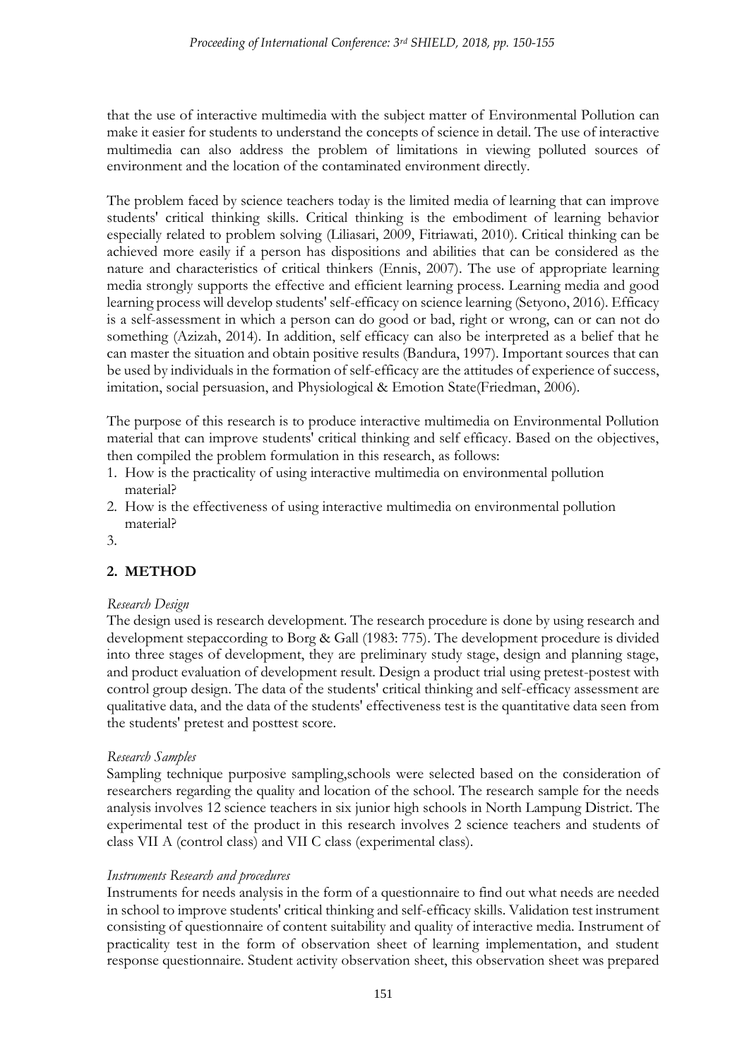that the use of interactive multimedia with the subject matter of Environmental Pollution can make it easier for students to understand the concepts of science in detail. The use of interactive multimedia can also address the problem of limitations in viewing polluted sources of environment and the location of the contaminated environment directly.

The problem faced by science teachers today is the limited media of learning that can improve students' critical thinking skills. Critical thinking is the embodiment of learning behavior especially related to problem solving (Liliasari, 2009, Fitriawati, 2010). Critical thinking can be achieved more easily if a person has dispositions and abilities that can be considered as the nature and characteristics of critical thinkers (Ennis, 2007). The use of appropriate learning media strongly supports the effective and efficient learning process. Learning media and good learning process will develop students' self-efficacy on science learning (Setyono, 2016). Efficacy is a self-assessment in which a person can do good or bad, right or wrong, can or can not do something (Azizah, 2014). In addition, self efficacy can also be interpreted as a belief that he can master the situation and obtain positive results (Bandura, 1997). Important sources that can be used by individuals in the formation of self-efficacy are the attitudes of experience of success, imitation, social persuasion, and Physiological & Emotion State(Friedman, 2006).

The purpose of this research is to produce interactive multimedia on Environmental Pollution material that can improve students' critical thinking and self efficacy. Based on the objectives, then compiled the problem formulation in this research, as follows:

1. How is the practicality of using interactive multimedia on environmental pollution material?
2. How is the effectiveness of using interactive multimedia on environmental pollution material?
3.

## 2. METHOD

*Research Design*

The design used is research development. The research procedure is done by using research and development stepaccording to Borg & Gall (1983: 775). The development procedure is divided into three stages of development, they are preliminary study stage, design and planning stage, and product evaluation of development result. Design a product trial using pretest-postest with control group design. The data of the students' critical thinking and self-efficacy assessment are qualitative data, and the data of the students' effectiveness test is the quantitative data seen from the students' pretest and posttest score.

*Research Samples*

Sampling technique purposive sampling,schools were selected based on the consideration of researchers regarding the quality and location of the school. The research sample for the needs analysis involves 12 science teachers in six junior high schools in North Lampung District. The experimental test of the product in this research involves 2 science teachers and students of class VII A (control class) and VII C class (experimental class).

*Instruments Research and procedures*

Instruments for needs analysis in the form of a questionnaire to find out what needs are needed in school to improve students' critical thinking and self-efficacy skills. Validation test instrument consisting of questionnaire of content suitability and quality of interactive media. Instrument of practicality test in the form of observation sheet of learning implementation, and student response questionnaire. Student activity observation sheet, this observation sheet was prepared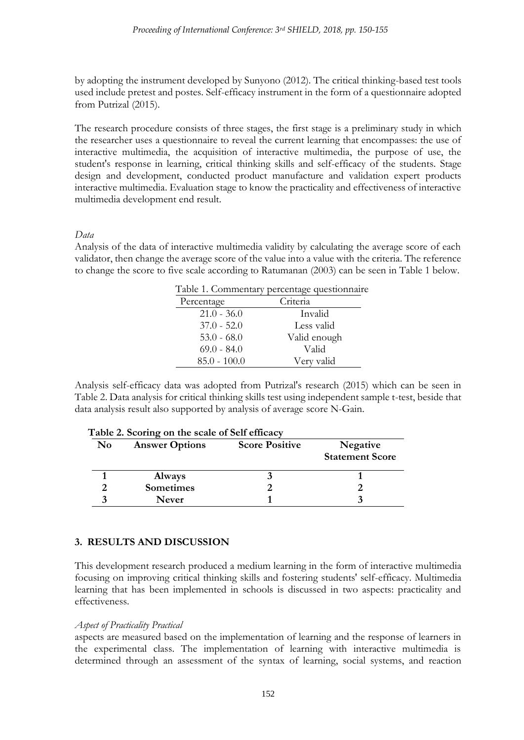by adopting the instrument developed by Sunyono (2012). The critical thinking-based test tools used include pretest and postes. Self-efficacy instrument in the form of a questionnaire adopted from Putrizal (2015).

The research procedure consists of three stages, the first stage is a preliminary study in which the researcher uses a questionnaire to reveal the current learning that encompasses: the use of interactive multimedia, the acquisition of interactive multimedia, the purpose of use, the student's response in learning, critical thinking skills and self-efficacy of the students. Stage design and development, conducted product manufacture and validation expert products interactive multimedia. Evaluation stage to know the practicality and effectiveness of interactive multimedia development end result.

*Data*

Analysis of the data of interactive multimedia validity by calculating the average score of each validator, then change the average score of the value into a value with the criteria. The reference to change the score to five scale according to Ratumanan (2003) can be seen in Table 1 below.

Table 1. Commentary percentage questionnaire

| Percentage | Criteria |
|---|---|
| 21.0 - 36.0 | Invalid |
| 37.0 - 52.0 | Less valid |
| 53.0 - 68.0 | Valid enough |
| 69.0 - 84.0 | Valid |
| 85.0 - 100.0 | Very valid |

Analysis self-efficacy data was adopted from Putrizal's research (2015) which can be seen in Table 2. Data analysis for critical thinking skills test using independent sample t-test, beside that data analysis result also supported by analysis of average score N-Gain.

**Table 2. Scoring on the scale of Self efficacy**

| No | Answer Options | Score Positive | Negative Statement Score |
|---|---|---|---|
| 1 | Always | 3 | 1 |
| 2 | Sometimes | 2 | 2 |
| 3 | Never | 1 | 3 |

## 3. RESULTS AND DISCUSSION

This development research produced a medium learning in the form of interactive multimedia focusing on improving critical thinking skills and fostering students' self-efficacy. Multimedia learning that has been implemented in schools is discussed in two aspects: practicality and effectiveness.

*Aspect of Practicality Practical*

aspects are measured based on the implementation of learning and the response of learners in the experimental class. The implementation of learning with interactive multimedia is determined through an assessment of the syntax of learning, social systems, and reaction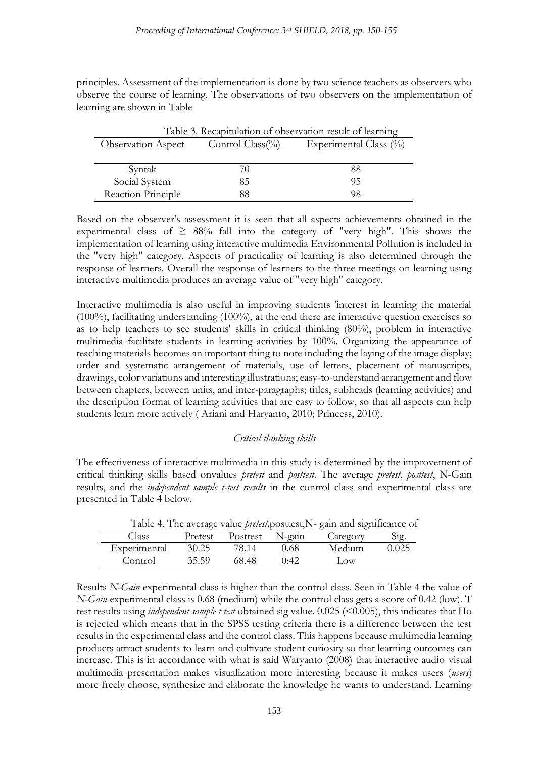principles. Assessment of the implementation is done by two science teachers as observers who observe the course of learning. The observations of two observers on the implementation of learning are shown in Table

Table 3. Recapitulation of observation result of learning

| Observation Aspect | Control Class(%) | Experimental Class (%) |
|---|---|---|
| Syntak | 70 | 88 |
| Social System | 85 | 95 |
| Reaction Principle | 88 | 98 |

Based on the observer's assessment it is seen that all aspects achievements obtained in the experimental class of ≥ 88% fall into the category of "very high". This shows the implementation of learning using interactive multimedia Environmental Pollution is included in the "very high" category. Aspects of practicality of learning is also determined through the response of learners. Overall the response of learners to the three meetings on learning using interactive multimedia produces an average value of "very high" category.

Interactive multimedia is also useful in improving students 'interest in learning the material (100%), facilitating understanding (100%), at the end there are interactive question exercises so as to help teachers to see students' skills in critical thinking (80%), problem in interactive multimedia facilitate students in learning activities by 100%. Organizing the appearance of teaching materials becomes an important thing to note including the laying of the image display; order and systematic arrangement of materials, use of letters, placement of manuscripts, drawings, color variations and interesting illustrations; easy-to-understand arrangement and flow between chapters, between units, and inter-paragraphs; titles, subheads (learning activities) and the description format of learning activities that are easy to follow, so that all aspects can help students learn more actively ( Ariani and Haryanto, 2010; Princess, 2010).

*Critical thinking skills*

The effectiveness of interactive multimedia in this study is determined by the improvement of critical thinking skills based onvalues *pretest* and *posttest*. The average *pretest*, *posttest*, N-Gain results, and the *independent sample t-test results* in the control class and experimental class are presented in Table 4 below.

Table 4. The average value *pretest*,posttest,N- gain and significance of

| Class | Pretest | Posttest | N-gain | Category | Sig. |
|---|---|---|---|---|---|
| Experimental | 30.25 | 78.14 | 0.68 | Medium | 0.025 |
| Control | 35.59 | 68.48 | 0:42 | Low | |

Results *N-Gain* experimental class is higher than the control class. Seen in Table 4 the value of *N-Gain* experimental class is 0.68 (medium) while the control class gets a score of 0.42 (low). T test results using *independent sample t test* obtained sig value. 0.025 (<0.005), this indicates that Ho is rejected which means that in the SPSS testing criteria there is a difference between the test results in the experimental class and the control class. This happens because multimedia learning products attract students to learn and cultivate student curiosity so that learning outcomes can increase. This is in accordance with what is said Waryanto (2008) that interactive audio visual multimedia presentation makes visualization more interesting because it makes users (*users*) more freely choose, synthesize and elaborate the knowledge he wants to understand. Learning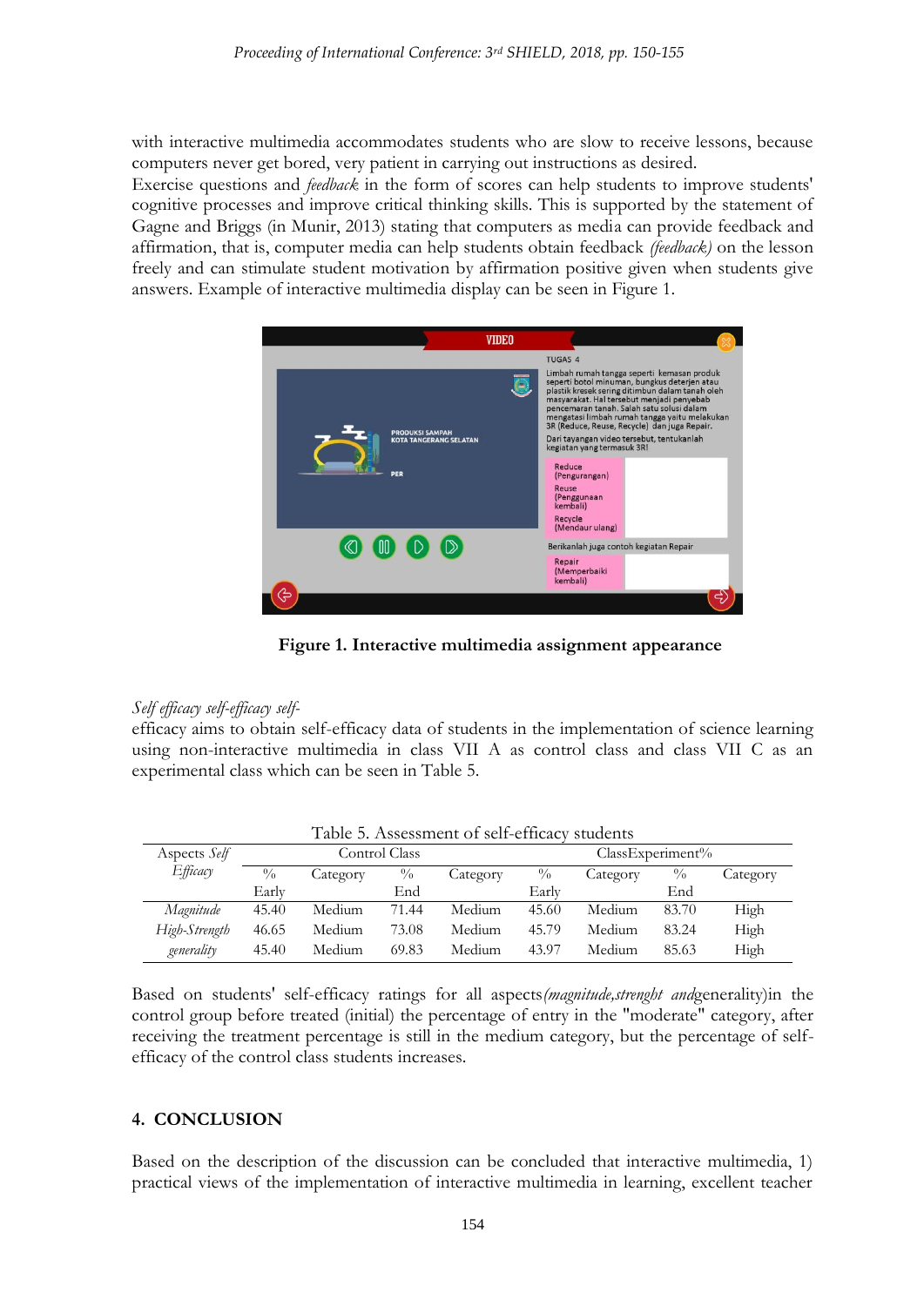with interactive multimedia accommodates students who are slow to receive lessons, because computers never get bored, very patient in carrying out instructions as desired.

Exercise questions and *feedback* in the form of scores can help students to improve students' cognitive processes and improve critical thinking skills. This is supported by the statement of Gagne and Briggs (in Munir, 2013) stating that computers as media can provide feedback and affirmation, that is, computer media can help students obtain feedback *(feedback)* on the lesson freely and can stimulate student motivation by affirmation positive given when students give answers. Example of interactive multimedia display can be seen in Figure 1.

**Figure 1. Interactive multimedia assignment appearance**

*Self efficacy self-efficacy self-*

efficacy aims to obtain self-efficacy data of students in the implementation of science learning using non-interactive multimedia in class VII A as control class and class VII C as an experimental class which can be seen in Table 5.

Table 5. Assessment of self-efficacy students

| Aspects *Self Efficacy* | Control Class | | | | ClassExperiment% | | | |
|---|---|---|---|---|---|---|---|---|
| | % Early | Category | % End | Category | % Early | Category | % End | Category |
| *Magnitude* | 45.40 | Medium | 71.44 | Medium | 45.60 | Medium | 83.70 | High |
| *High-Strength* | 46.65 | Medium | 73.08 | Medium | 45.79 | Medium | 83.24 | High |
| *generality* | 45.40 | Medium | 69.83 | Medium | 43.97 | Medium | 85.63 | High |

Based on students' self-efficacy ratings for all aspects*(magnitude,strenght and*generality)in the control group before treated (initial) the percentage of entry in the "moderate" category, after receiving the treatment percentage is still in the medium category, but the percentage of self-efficacy of the control class students increases.

## 4. CONCLUSION

Based on the description of the discussion can be concluded that interactive multimedia, 1) practical views of the implementation of interactive multimedia in learning, excellent teacher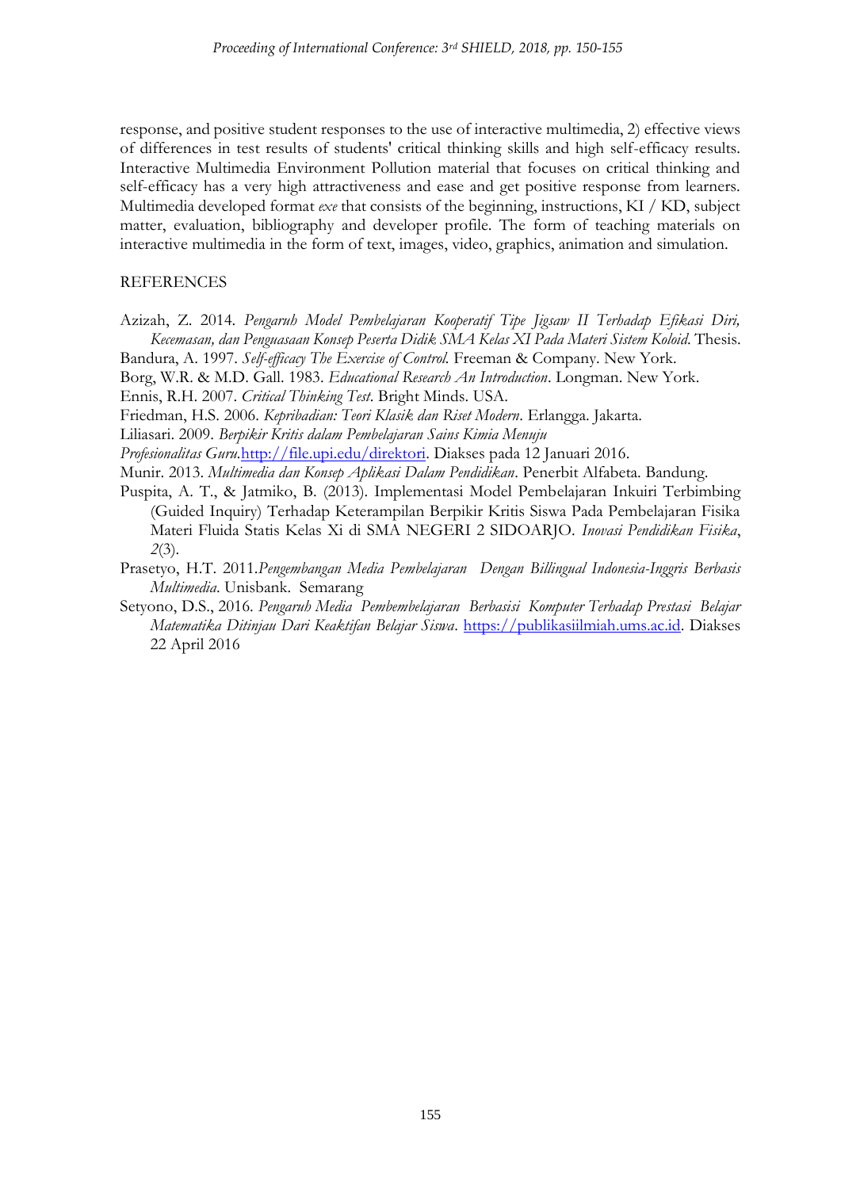response, and positive student responses to the use of interactive multimedia, 2) effective views of differences in test results of students' critical thinking skills and high self-efficacy results. Interactive Multimedia Environment Pollution material that focuses on critical thinking and self-efficacy has a very high attractiveness and ease and get positive response from learners. Multimedia developed format *exe* that consists of the beginning, instructions, KI / KD, subject matter, evaluation, bibliography and developer profile. The form of teaching materials on interactive multimedia in the form of text, images, video, graphics, animation and simulation.

## REFERENCES

Azizah, Z. 2014. *Pengaruh Model Pembelajaran Kooperatif Tipe Jigsaw II Terhadap Efikasi Diri, Kecemasan, dan Penguasaan Konsep Peserta Didik SMA Kelas XI Pada Materi Sistem Koloid.* Thesis.

Bandura, A. 1997. *Self-efficacy The Exercise of Control.* Freeman & Company. New York.

Borg, W.R. & M.D. Gall. 1983. *Educational Research An Introduction*. Longman. New York.

Ennis, R.H. 2007. *Critical Thinking Test*. Bright Minds. USA.

Friedman, H.S. 2006. *Kepribadian: Teori Klasik dan Riset Modern*. Erlangga. Jakarta.

Liliasari. 2009. *Berpikir Kritis dalam Pembelajaran Sains Kimia Menuju Profesionalitas Guru.*http://file.upi.edu/direktori. Diakses pada 12 Januari 2016.

Munir. 2013. *Multimedia dan Konsep Aplikasi Dalam Pendidikan*. Penerbit Alfabeta. Bandung.

Puspita, A. T., & Jatmiko, B. (2013). Implementasi Model Pembelajaran Inkuiri Terbimbing (Guided Inquiry) Terhadap Keterampilan Berpikir Kritis Siswa Pada Pembelajaran Fisika Materi Fluida Statis Kelas Xi di SMA NEGERI 2 SIDOARJO. *Inovasi Pendidikan Fisika*, *2*(3).

Prasetyo, H.T. 2011.*Pengembangan Media Pembelajaran Dengan Billingual Indonesia-Inggris Berbasis Multimedia*. Unisbank. Semarang

Setyono, D.S., 2016. *Pengaruh Media Pembembelajaran Berbasisi Komputer Terhadap Prestasi Belajar Matematika Ditinjau Dari Keaktifan Belajar Siswa*. https://publikasiilmiah.ums.ac.id. Diakses 22 April 2016